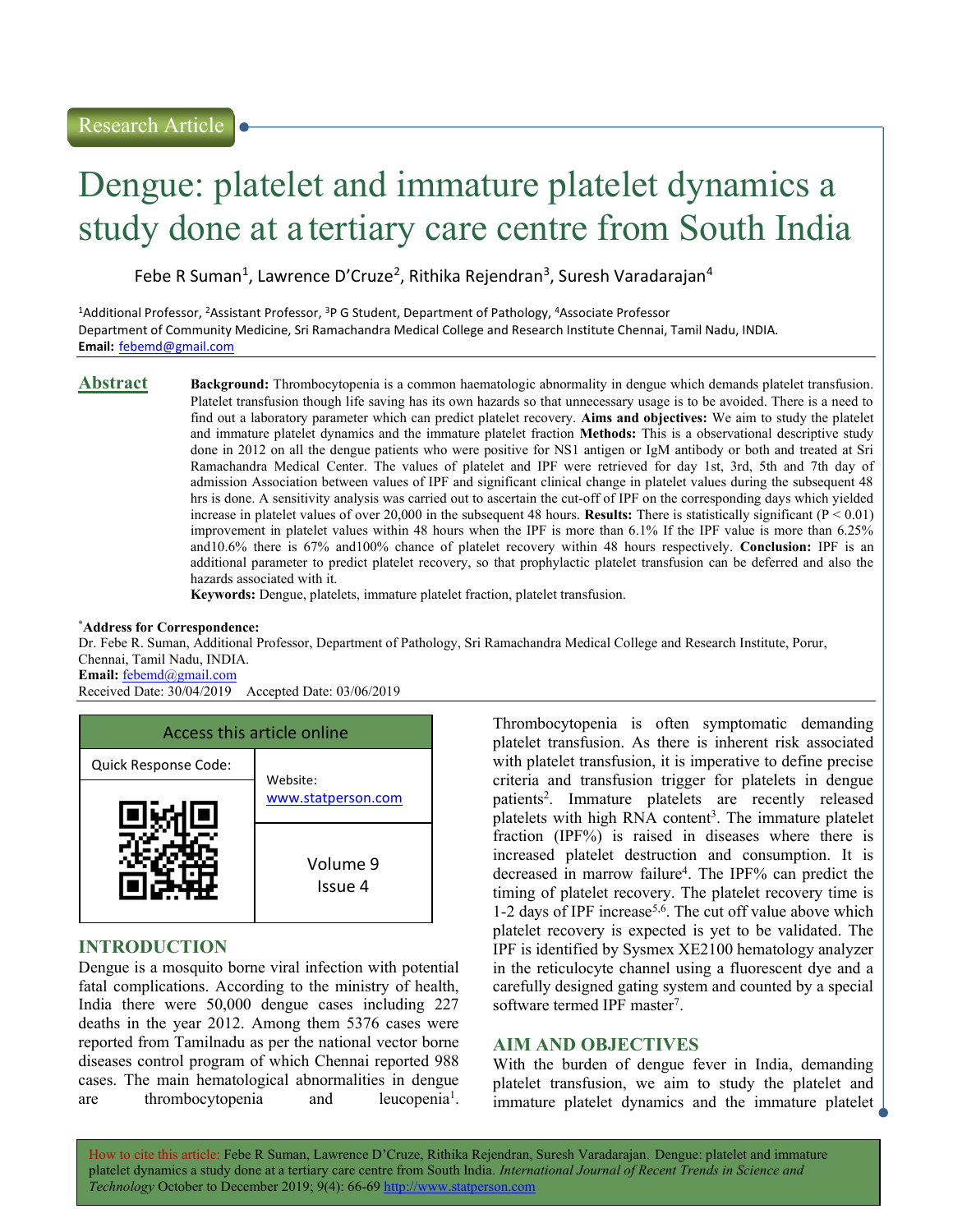Research Article

# Dengue: platelet and immature platelet dynamics a study done at a tertiary care centre from South India

Febe R Suman[1], Lawrence D'Cruze[2], Rithika Rejendran[3], Suresh Varadarajan[4]

[1]Additional Professor, [2]Assistant Professor, [3]P G Student, Department of Pathology, [4]Associate Professor Department of Community Medicine, Sri Ramachandra Medical College and Research Institute Chennai, Tamil Nadu, INDIA.
**Email:** febemd@gmail.com

## Abstract

**Background:** Thrombocytopenia is a common haematologic abnormality in dengue which demands platelet transfusion. Platelet transfusion though life saving has its own hazards so that unnecessary usage is to be avoided. There is a need to find out a laboratory parameter which can predict platelet recovery. **Aims and objectives:** We aim to study the platelet and immature platelet dynamics and the immature platelet fraction **Methods:** This is a observational descriptive study done in 2012 on all the dengue patients who were positive for NS1 antigen or IgM antibody or both and treated at Sri Ramachandra Medical Center. The values of platelet and IPF were retrieved for day 1st, 3rd, 5th and 7th day of admission Association between values of IPF and significant clinical change in platelet values during the subsequent 48 hrs is done. A sensitivity analysis was carried out to ascertain the cut-off of IPF on the corresponding days which yielded increase in platelet values of over 20,000 in the subsequent 48 hours. **Results:** There is statistically significant ($P < 0.01$) improvement in platelet values within 48 hours when the IPF is more than 6.1% If the IPF value is more than 6.25% and10.6% there is 67% and100% chance of platelet recovery within 48 hours respectively. **Conclusion:** IPF is an additional parameter to predict platelet recovery, so that prophylactic platelet transfusion can be deferred and also the hazards associated with it.

**Keywords:** Dengue, platelets, immature platelet fraction, platelet transfusion.

***Address for Correspondence:**
Dr. Febe R. Suman, Additional Professor, Department of Pathology, Sri Ramachandra Medical College and Research Institute, Porur, Chennai, Tamil Nadu, INDIA.
**Email:** febemd@gmail.com
Received Date: 30/04/2019 Accepted Date: 03/06/2019

| Access this article online | |
|---|---|
| Quick Response Code: | Website: www.statperson.com |
| | Volume 9 Issue 4 |

## INTRODUCTION

Dengue is a mosquito borne viral infection with potential fatal complications. According to the ministry of health, India there were 50,000 dengue cases including 227 deaths in the year 2012. Among them 5376 cases were reported from Tamilnadu as per the national vector borne diseases control program of which Chennai reported 988 cases. The main hematological abnormalities in dengue are thrombocytopenia and leucopenia[1]. Thrombocytopenia is often symptomatic demanding platelet transfusion. As there is inherent risk associated with platelet transfusion, it is imperative to define precise criteria and transfusion trigger for platelets in dengue patients[2]. Immature platelets are recently released platelets with high RNA content[3]. The immature platelet fraction (IPF%) is raised in diseases where there is increased platelet destruction and consumption. It is decreased in marrow failure[4]. The IPF% can predict the timing of platelet recovery. The platelet recovery time is 1-2 days of IPF increase[5,6]. The cut off value above which platelet recovery is expected is yet to be validated. The IPF is identified by Sysmex XE2100 hematology analyzer in the reticulocyte channel using a fluorescent dye and a carefully designed gating system and counted by a special software termed IPF master[7].

## AIM AND OBJECTIVES

With the burden of dengue fever in India, demanding platelet transfusion, we aim to study the platelet and immature platelet dynamics and the immature platelet

How to cite this article: Febe R Suman, Lawrence D'Cruze, Rithika Rejendran, Suresh Varadarajan. Dengue: platelet and immature platelet dynamics a study done at a tertiary care centre from South India. *International Journal of Recent Trends in Science and Technology* October to December 2019; 9(4): 66-69 http://www.statperson.com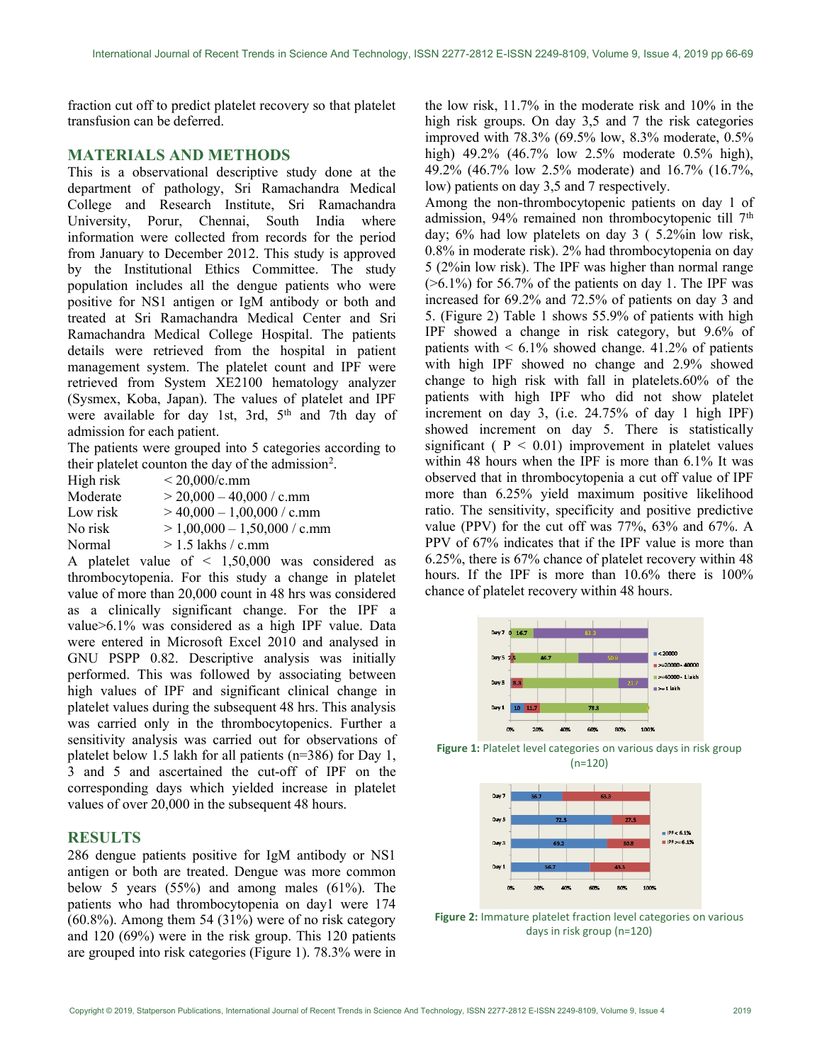fraction cut off to predict platelet recovery so that platelet transfusion can be deferred.

## MATERIALS AND METHODS

This is a observational descriptive study done at the department of pathology, Sri Ramachandra Medical College and Research Institute, Sri Ramachandra University, Porur, Chennai, South India where information were collected from records for the period from January to December 2012. This study is approved by the Institutional Ethics Committee. The study population includes all the dengue patients who were positive for NS1 antigen or IgM antibody or both and treated at Sri Ramachandra Medical Center and Sri Ramachandra Medical College Hospital. The patients details were retrieved from the hospital in patient management system. The platelet count and IPF were retrieved from System XE2100 hematology analyzer (Sysmex, Koba, Japan). The values of platelet and IPF were available for day 1st, 3rd, 5th and 7th day of admission for each patient.

The patients were grouped into 5 categories according to their platelet counton the day of the admission[2].

| | |
|---|---|
| High risk | < 20,000/c.mm |
| Moderate | > 20,000 – 40,000 / c.mm |
| Low risk | > 40,000 – 1,00,000 / c.mm |
| No risk | > 1,00,000 – 1,50,000 / c.mm |
| Normal | > 1.5 lakhs / c.mm |

A platelet value of < 1,50,000 was considered as thrombocytopenia. For this study a change in platelet value of more than 20,000 count in 48 hrs was considered as a clinically significant change. For the IPF a value>6.1% was considered as a high IPF value. Data were entered in Microsoft Excel 2010 and analysed in GNU PSPP 0.82. Descriptive analysis was initially performed. This was followed by associating between high values of IPF and significant clinical change in platelet values during the subsequent 48 hrs. This analysis was carried only in the thrombocytopenics. Further a sensitivity analysis was carried out for observations of platelet below 1.5 lakh for all patients (n=386) for Day 1, 3 and 5 and ascertained the cut-off of IPF on the corresponding days which yielded increase in platelet values of over 20,000 in the subsequent 48 hours.

## RESULTS

286 dengue patients positive for IgM antibody or NS1 antigen or both are treated. Dengue was more common below 5 years (55%) and among males (61%). The patients who had thrombocytopenia on day1 were 174 (60.8%). Among them 54 (31%) were of no risk category and 120 (69%) were in the risk group. This 120 patients are grouped into risk categories (Figure 1). 78.3% were in the low risk, 11.7% in the moderate risk and 10% in the high risk groups. On day 3,5 and 7 the risk categories improved with 78.3% (69.5% low, 8.3% moderate, 0.5% high) 49.2% (46.7% low 2.5% moderate 0.5% high), 49.2% (46.7% low 2.5% moderate) and 16.7% (16.7%, low) patients on day 3,5 and 7 respectively.

Among the non-thrombocytopenic patients on day 1 of admission, 94% remained non thrombocytopenic till 7th day; 6% had low platelets on day 3 ( 5.2%in low risk, 0.8% in moderate risk). 2% had thrombocytopenia on day 5 (2%in low risk). The IPF was higher than normal range (>6.1%) for 56.7% of the patients on day 1. The IPF was increased for 69.2% and 72.5% of patients on day 3 and 5. (Figure 2) Table 1 shows 55.9% of patients with high IPF showed a change in risk category, but 9.6% of patients with < 6.1% showed change. 41.2% of patients with high IPF showed no change and 2.9% showed change to high risk with fall in platelets.60% of the patients with high IPF who did not show platelet increment on day 3, (i.e. 24.75% of day 1 high IPF) showed increment on day 5. There is statistically significant ( $P < 0.01$) improvement in platelet values within 48 hours when the IPF is more than 6.1% It was observed that in thrombocytopenia a cut off value of IPF more than 6.25% yield maximum positive likelihood ratio. The sensitivity, specificity and positive predictive value (PPV) for the cut off was 77%, 63% and 67%. A PPV of 67% indicates that if the IPF value is more than 6.25%, there is 67% chance of platelet recovery within 48 hours. If the IPF is more than 10.6% there is 100% chance of platelet recovery within 48 hours.

**Figure 1:** Platelet level categories on various days in risk group (n=120)

**Figure 2:** Immature platelet fraction level categories on various days in risk group (n=120)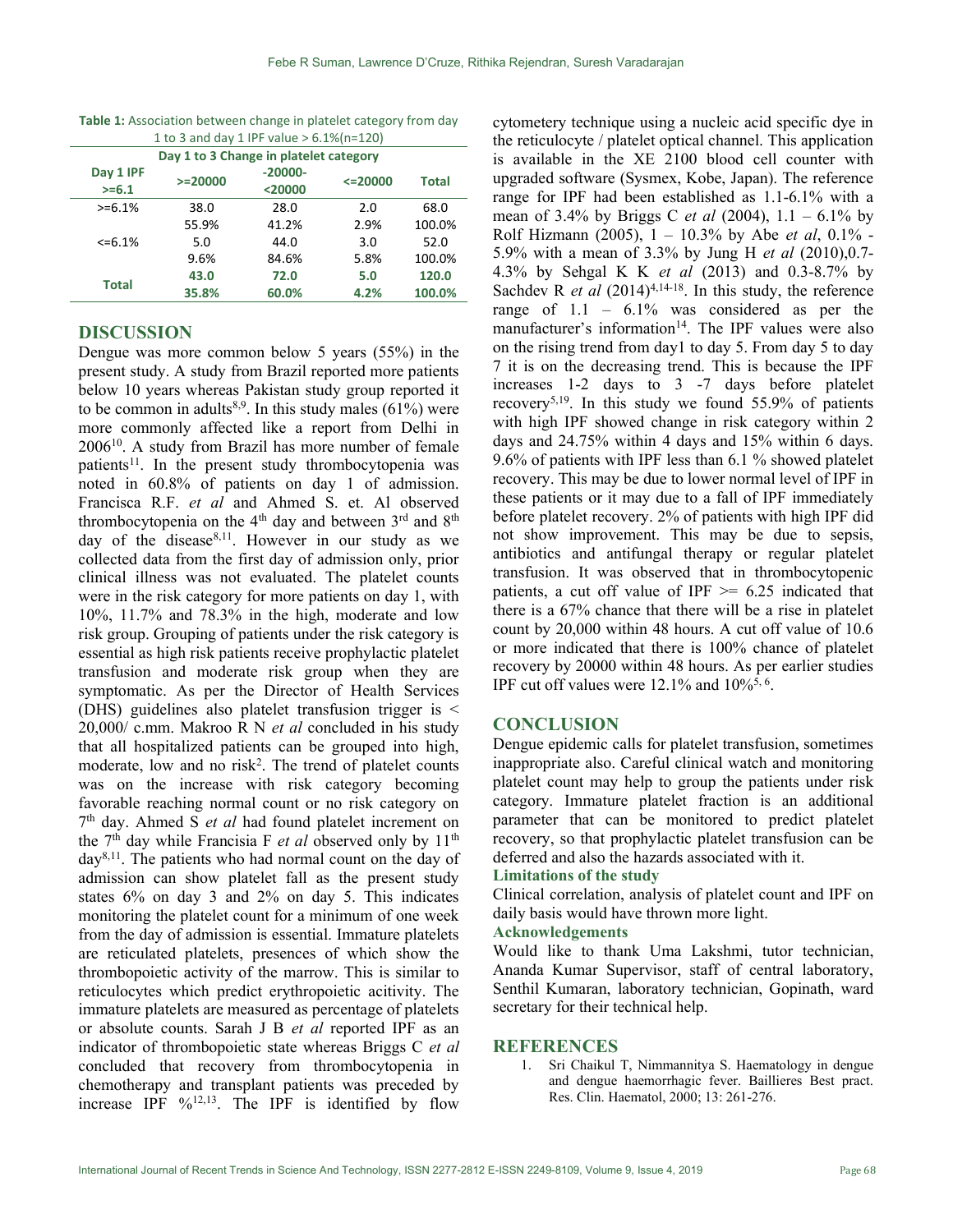**Table 1:** Association between change in platelet category from day 1 to 3 and day 1 IPF value > 6.1%(n=120)

| Day 1 IPF >=6.1 | Day 1 to 3 Change in platelet category | | | Total |
|---|---|---|---|---|
| | >=20000 | -20000-<20000 | <=20000 | |
| >=6.1% | 38.0 | 28.0 | 2.0 | 68.0 |
| | 55.9% | 41.2% | 2.9% | 100.0% |
| <=6.1% | 5.0 | 44.0 | 3.0 | 52.0 |
| | 9.6% | 84.6% | 5.8% | 100.0% |
| **Total** | **43.0** | **72.0** | **5.0** | **120.0** |
| | **35.8%** | **60.0%** | **4.2%** | **100.0%** |

## DISCUSSION

Dengue was more common below 5 years (55%) in the present study. A study from Brazil reported more patients below 10 years whereas Pakistan study group reported it to be common in adults[8,9]. In this study males (61%) were more commonly affected like a report from Delhi in 2006[10]. A study from Brazil has more number of female patients[11]. In the present study thrombocytopenia was noted in 60.8% of patients on day 1 of admission. Francisca R.F. *et al* and Ahmed S. et. Al observed thrombocytopenia on the 4th day and between 3rd and 8th day of the disease[8,11]. However in our study as we collected data from the first day of admission only, prior clinical illness was not evaluated. The platelet counts were in the risk category for more patients on day 1, with 10%, 11.7% and 78.3% in the high, moderate and low risk group. Grouping of patients under the risk category is essential as high risk patients receive prophylactic platelet transfusion and moderate risk group when they are symptomatic. As per the Director of Health Services (DHS) guidelines also platelet transfusion trigger is < 20,000/ c.mm. Makroo R N *et al* concluded in his study that all hospitalized patients can be grouped into high, moderate, low and no risk[2]. The trend of platelet counts was on the increase with risk category becoming favorable reaching normal count or no risk category on 7th day. Ahmed S *et al* had found platelet increment on the 7th day while Francisia F *et al* observed only by 11th day[8,11]. The patients who had normal count on the day of admission can show platelet fall as the present study states 6% on day 3 and 2% on day 5. This indicates monitoring the platelet count for a minimum of one week from the day of admission is essential. Immature platelets are reticulated platelets, presences of which show the thrombopoietic activity of the marrow. This is similar to reticulocytes which predict erythropoietic acitivity. The immature platelets are measured as percentage of platelets or absolute counts. Sarah J B *et al* reported IPF as an indicator of thrombopoietic state whereas Briggs C *et al* concluded that recovery from thrombocytopenia in chemotherapy and transplant patients was preceded by increase IPF %[12,13]. The IPF is identified by flow cytometery technique using a nucleic acid specific dye in the reticulocyte / platelet optical channel. This application is available in the XE 2100 blood cell counter with upgraded software (Sysmex, Kobe, Japan). The reference range for IPF had been established as 1.1-6.1% with a mean of 3.4% by Briggs C *et al* (2004), 1.1 – 6.1% by Rolf Hizmann (2005), 1 – 10.3% by Abe *et al*, 0.1% - 5.9% with a mean of 3.3% by Jung H *et al* (2010),0.7-4.3% by Sehgal K K *et al* (2013) and 0.3-8.7% by Sachdev R *et al* (2014)[4,14-18]. In this study, the reference range of 1.1 – 6.1% was considered as per the manufacturer's information[14]. The IPF values were also on the rising trend from day1 to day 5. From day 5 to day 7 it is on the decreasing trend. This is because the IPF increases 1-2 days to 3 -7 days before platelet recovery[5,19]. In this study we found 55.9% of patients with high IPF showed change in risk category within 2 days and 24.75% within 4 days and 15% within 6 days. 9.6% of patients with IPF less than 6.1 % showed platelet recovery. This may be due to lower normal level of IPF in these patients or it may due to a fall of IPF immediately before platelet recovery. 2% of patients with high IPF did not show improvement. This may be due to sepsis, antibiotics and antifungal therapy or regular platelet transfusion. It was observed that in thrombocytopenic patients, a cut off value of IPF >= 6.25 indicated that there is a 67% chance that there will be a rise in platelet count by 20,000 within 48 hours. A cut off value of 10.6 or more indicated that there is 100% chance of platelet recovery by 20000 within 48 hours. As per earlier studies IPF cut off values were 12.1% and 10%[5,6].

## CONCLUSION

Dengue epidemic calls for platelet transfusion, sometimes inappropriate also. Careful clinical watch and monitoring platelet count may help to group the patients under risk category. Immature platelet fraction is an additional parameter that can be monitored to predict platelet recovery, so that prophylactic platelet transfusion can be deferred and also the hazards associated with it.

### Limitations of the study

Clinical correlation, analysis of platelet count and IPF on daily basis would have thrown more light.

### Acknowledgements

Would like to thank Uma Lakshmi, tutor technician, Ananda Kumar Supervisor, staff of central laboratory, Senthil Kumaran, laboratory technician, Gopinath, ward secretary for their technical help.

## REFERENCES

1. Sri Chaikul T, Nimmannitya S. Haematology in dengue and dengue haemorrhagic fever. Baillieres Best pract. Res. Clin. Haematol, 2000; 13: 261-276.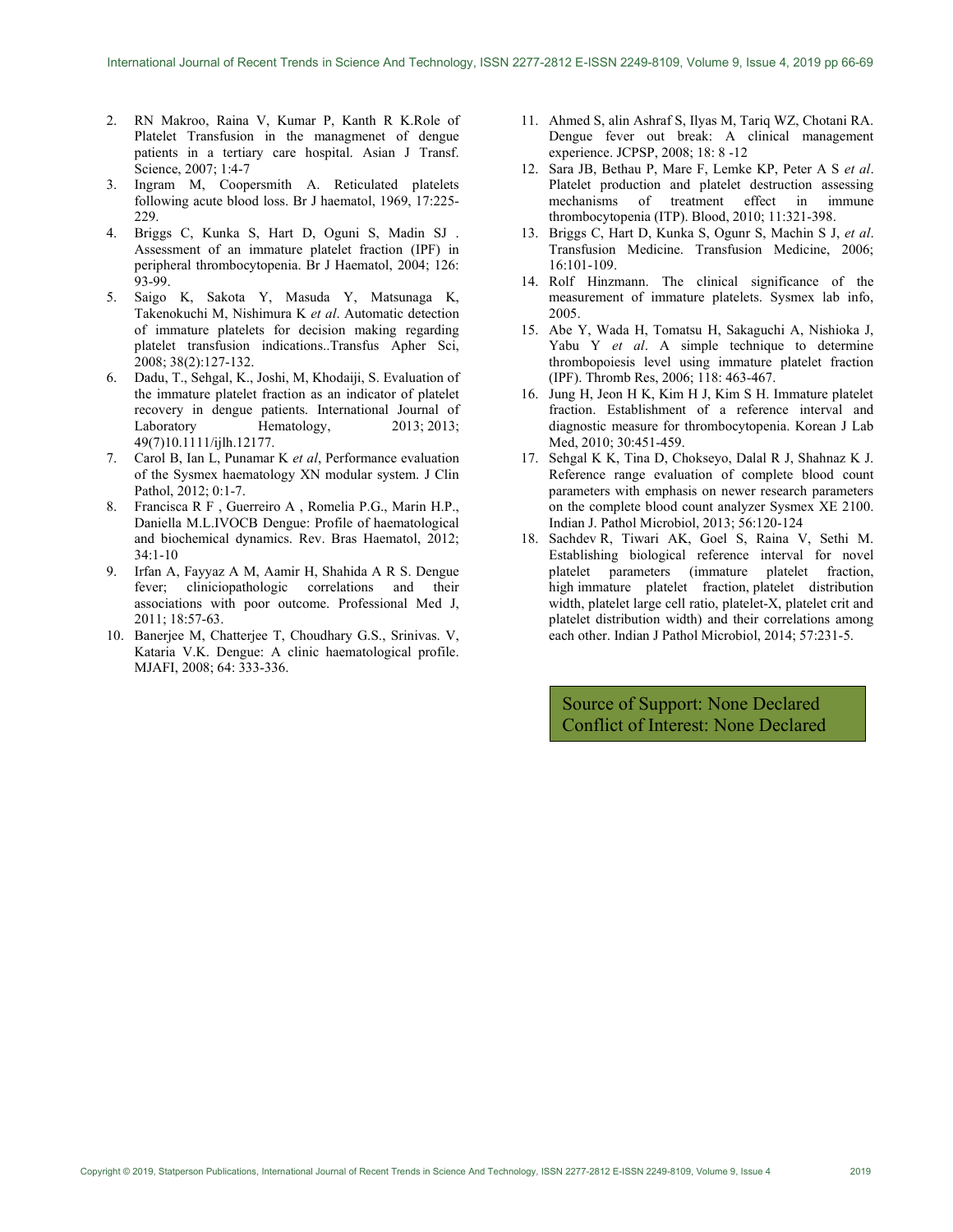2. RN Makroo, Raina V, Kumar P, Kanth R K.Role of Platelet Transfusion in the managmenet of dengue patients in a tertiary care hospital. Asian J Transf. Science, 2007; 1:4-7
3. Ingram M, Coopersmith A. Reticulated platelets following acute blood loss. Br J haematol, 1969, 17:225-229.
4. Briggs C, Kunka S, Hart D, Oguni S, Madin SJ . Assessment of an immature platelet fraction (IPF) in peripheral thrombocytopenia. Br J Haematol, 2004; 126: 93-99.
5. Saigo K, Sakota Y, Masuda Y, Matsunaga K, Takenokuchi M, Nishimura K *et al*. Automatic detection of immature platelets for decision making regarding platelet transfusion indications..Transfus Apher Sci, 2008; 38(2):127-132.
6. Dadu, T., Sehgal, K., Joshi, M, Khodaiji, S. Evaluation of the immature platelet fraction as an indicator of platelet recovery in dengue patients. International Journal of Laboratory Hematology, 2013; 2013; 49(7)10.1111/ijlh.12177.
7. Carol B, Ian L, Punamar K *et al*, Performance evaluation of the Sysmex haematology XN modular system. J Clin Pathol, 2012; 0:1-7.
8. Francisca R F , Guerreiro A , Romelia P.G., Marin H.P., Daniella M.L.IVOCB Dengue: Profile of haematological and biochemical dynamics. Rev. Bras Haematol, 2012; 34:1-10
9. Irfan A, Fayyaz A M, Aamir H, Shahida A R S. Dengue fever; cliniciopathologic correlations and their associations with poor outcome. Professional Med J, 2011; 18:57-63.
10. Banerjee M, Chatterjee T, Choudhary G.S., Srinivas. V, Kataria V.K. Dengue: A clinic haematological profile. MJAFI, 2008; 64: 333-336.
11. Ahmed S, alin Ashraf S, Ilyas M, Tariq WZ, Chotani RA. Dengue fever out break: A clinical management experience. JCPSP, 2008; 18: 8 -12
12. Sara JB, Bethau P, Mare F, Lemke KP, Peter A S *et al*. Platelet production and platelet destruction assessing mechanisms of treatment effect in immune thrombocytopenia (ITP). Blood, 2010; 11:321-398.
13. Briggs C, Hart D, Kunka S, Ogunr S, Machin S J, *et al*. Transfusion Medicine. Transfusion Medicine, 2006; 16:101-109.
14. Rolf Hinzmann. The clinical significance of the measurement of immature platelets. Sysmex lab info, 2005.
15. Abe Y, Wada H, Tomatsu H, Sakaguchi A, Nishioka J, Yabu Y *et al*. A simple technique to determine thrombopoiesis level using immature platelet fraction (IPF). Thromb Res, 2006; 118: 463-467.
16. Jung H, Jeon H K, Kim H J, Kim S H. Immature platelet fraction. Establishment of a reference interval and diagnostic measure for thrombocytopenia. Korean J Lab Med, 2010; 30:451-459.
17. Sehgal K K, Tina D, Chokseyo, Dalal R J, Shahnaz K J. Reference range evaluation of complete blood count parameters with emphasis on newer research parameters on the complete blood count analyzer Sysmex XE 2100. Indian J. Pathol Microbiol, 2013; 56:120-124
18. Sachdev R, Tiwari AK, Goel S, Raina V, Sethi M. Establishing biological reference interval for novel platelet parameters (immature platelet fraction, high immature platelet fraction, platelet distribution width, platelet large cell ratio, platelet-X, platelet crit and platelet distribution width) and their correlations among each other. Indian J Pathol Microbiol, 2014; 57:231-5.

Source of Support: None Declared
Conflict of Interest: None Declared